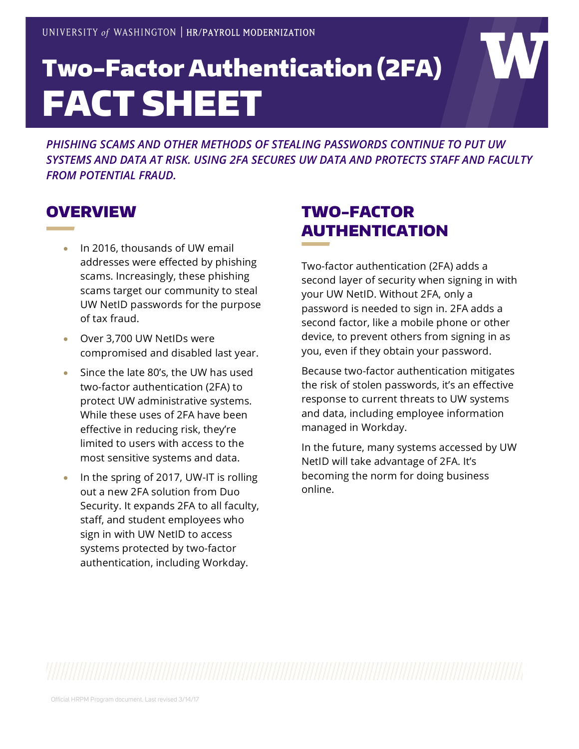UNIVERSITY of WASHINGTON | HR/PAYROLL MODERNIZATION

# Two-Factor Authentication (2FA) FACT SHEET

*PHISHING SCAMS AND OTHER METHODS OF STEALING PASSWORDS CONTINUE TO PUT UW SYSTEMS AND DATA AT RISK. USING 2FA SECURES UW DATA AND PROTECTS STAFF AND FACULTY FROM POTENTIAL FRAUD.*

## OVERVIEW

- In 2016, thousands of UW email addresses were effected by phishing scams. Increasingly, these phishing scams target our community to steal UW NetID passwords for the purpose of tax fraud.
- Over 3,700 UW NetIDs were compromised and disabled last year.
- Since the late 80's, the UW has used two-factor authentication (2FA) to protect UW administrative systems. While these uses of 2FA have been effective in reducing risk, they're limited to users with access to the most sensitive systems and data.
- In the spring of 2017, UW-IT is rolling out a new 2FA solution from Duo Security. It expands 2FA to all faculty, staff, and student employees who sign in with UW NetID to access systems protected by two-factor authentication, including Workday.

## TWO-FACTOR AUTHENTICATION

Two-factor authentication (2FA) adds a second layer of security when signing in with your UW NetID. Without 2FA, only a password is needed to sign in. 2FA adds a second factor, like a mobile phone or other device, to prevent others from signing in as you, even if they obtain your password.

Because two-factor authentication mitigates the risk of stolen passwords, it's an effective response to current threats to UW systems and data, including employee information managed in Workday.

In the future, many systems accessed by UW NetID will take advantage of 2FA. It's becoming the norm for doing business online.

Official HRPM Program document. Last revised 3/14/17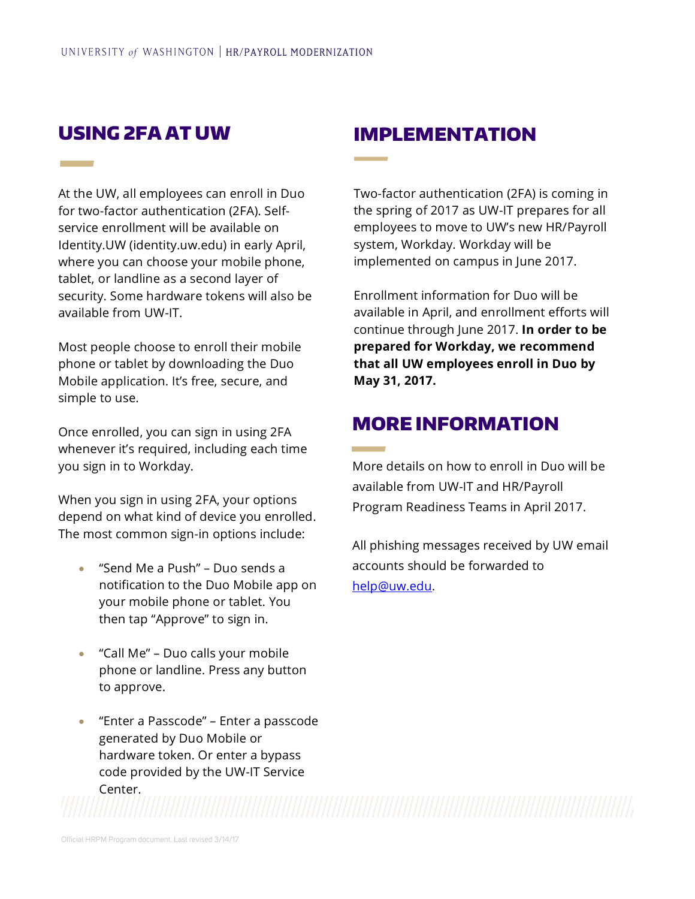## USING 2FA AT UW

At the UW, all employees can enroll in Duo for two-factor authentication (2FA). Self-service enrollment will be available on Identity.UW (identity.uw.edu) in early April, where you can choose your mobile phone, tablet, or landline as a second layer of security. Some hardware tokens will also be available from UW-IT.

Most people choose to enroll their mobile phone or tablet by downloading the Duo Mobile application. It's free, secure, and simple to use.

Once enrolled, you can sign in using 2FA whenever it's required, including each time you sign in to Workday.

When you sign in using 2FA, your options depend on what kind of device you enrolled. The most common sign-in options include:

- "Send Me a Push" – Duo sends a notification to the Duo Mobile app on your mobile phone or tablet. You then tap "Approve" to sign in.
- "Call Me" – Duo calls your mobile phone or landline. Press any button to approve.
- "Enter a Passcode" – Enter a passcode generated by Duo Mobile or hardware token. Or enter a bypass code provided by the UW-IT Service Center.

## IMPLEMENTATION

Two-factor authentication (2FA) is coming in the spring of 2017 as UW-IT prepares for all employees to move to UW's new HR/Payroll system, Workday. Workday will be implemented on campus in June 2017.

Enrollment information for Duo will be available in April, and enrollment efforts will continue through June 2017. **In order to be prepared for Workday, we recommend that all UW employees enroll in Duo by May 31, 2017.**

## MORE INFORMATION

More details on how to enroll in Duo will be available from UW-IT and HR/Payroll Program Readiness Teams in April 2017.

All phishing messages received by UW email accounts should be forwarded to help@uw.edu.

Official HRPM Program document. Last revised 3/14/17